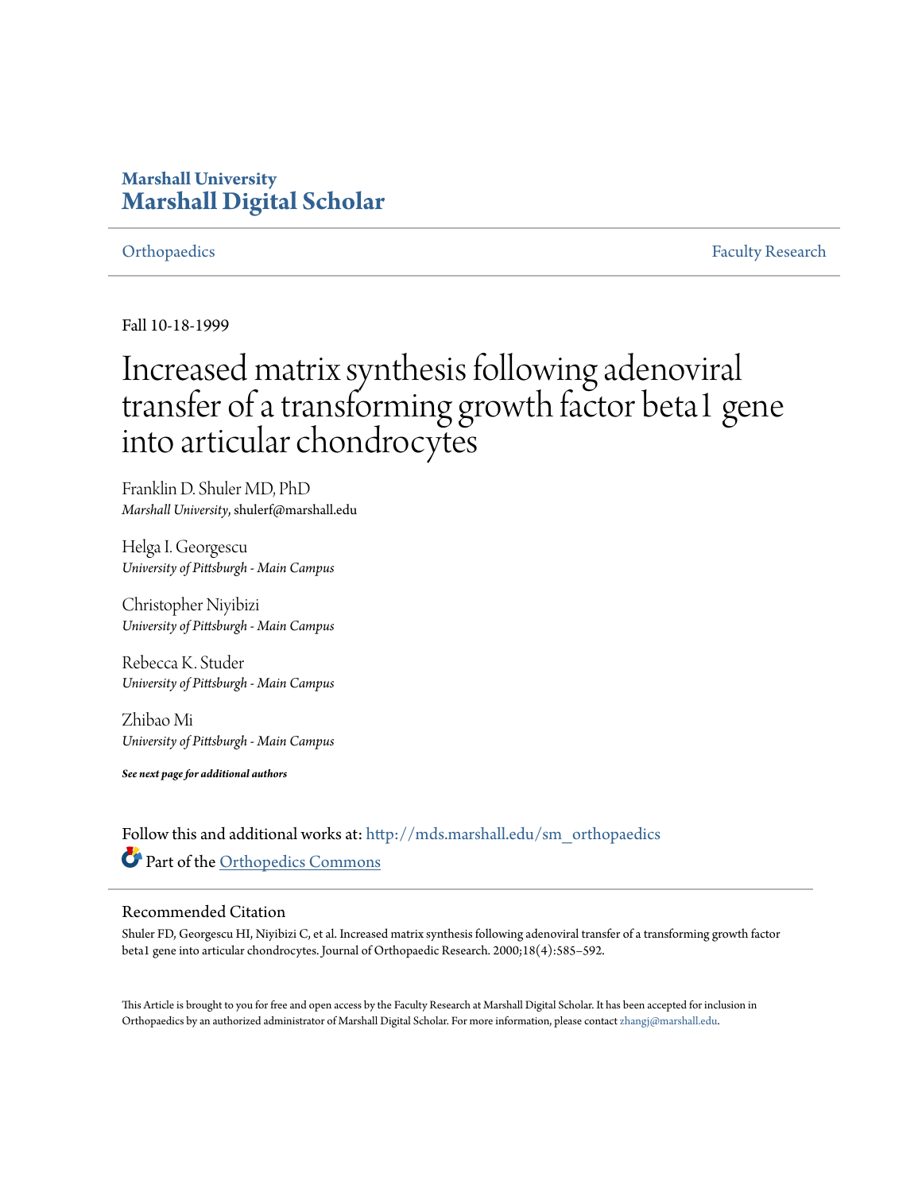Marshall University

# Marshall Digital Scholar

Orthopaedics | Faculty Research

Fall 10-18-1999

# Increased matrix synthesis following adenoviral transfer of a transforming growth factor beta1 gene into articular chondrocytes

Franklin D. Shuler MD, PhD
*Marshall University*, shulerf@marshall.edu

Helga I. Georgescu
*University of Pittsburgh - Main Campus*

Christopher Niyibizi
*University of Pittsburgh - Main Campus*

Rebecca K. Studer
*University of Pittsburgh - Main Campus*

Zhibao Mi
*University of Pittsburgh - Main Campus*

***See next page for additional authors***

Follow this and additional works at: http://mds.marshall.edu/sm_orthopaedics

Part of the Orthopedics Commons

## Recommended Citation

Shuler FD, Georgescu HI, Niyibizi C, et al. Increased matrix synthesis following adenoviral transfer of a transforming growth factor beta1 gene into articular chondrocytes. Journal of Orthopaedic Research. 2000;18(4):585–592.

This Article is brought to you for free and open access by the Faculty Research at Marshall Digital Scholar. It has been accepted for inclusion in Orthopaedics by an authorized administrator of Marshall Digital Scholar. For more information, please contact zhangj@marshall.edu.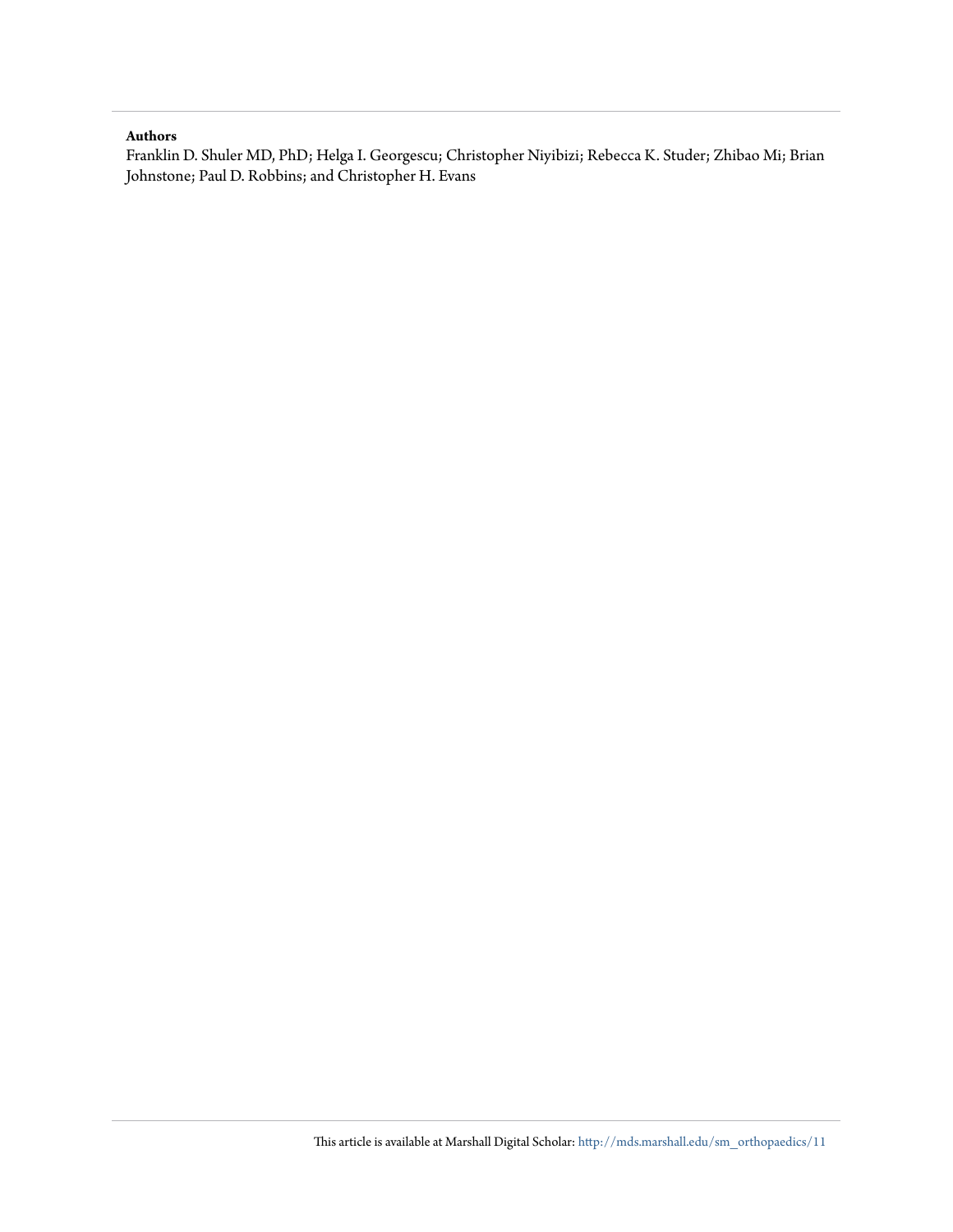**Authors**

Franklin D. Shuler MD, PhD; Helga I. Georgescu; Christopher Niyibizi; Rebecca K. Studer; Zhibao Mi; Brian Johnstone; Paul D. Robbins; and Christopher H. Evans

This article is available at Marshall Digital Scholar: http://mds.marshall.edu/sm_orthopaedics/11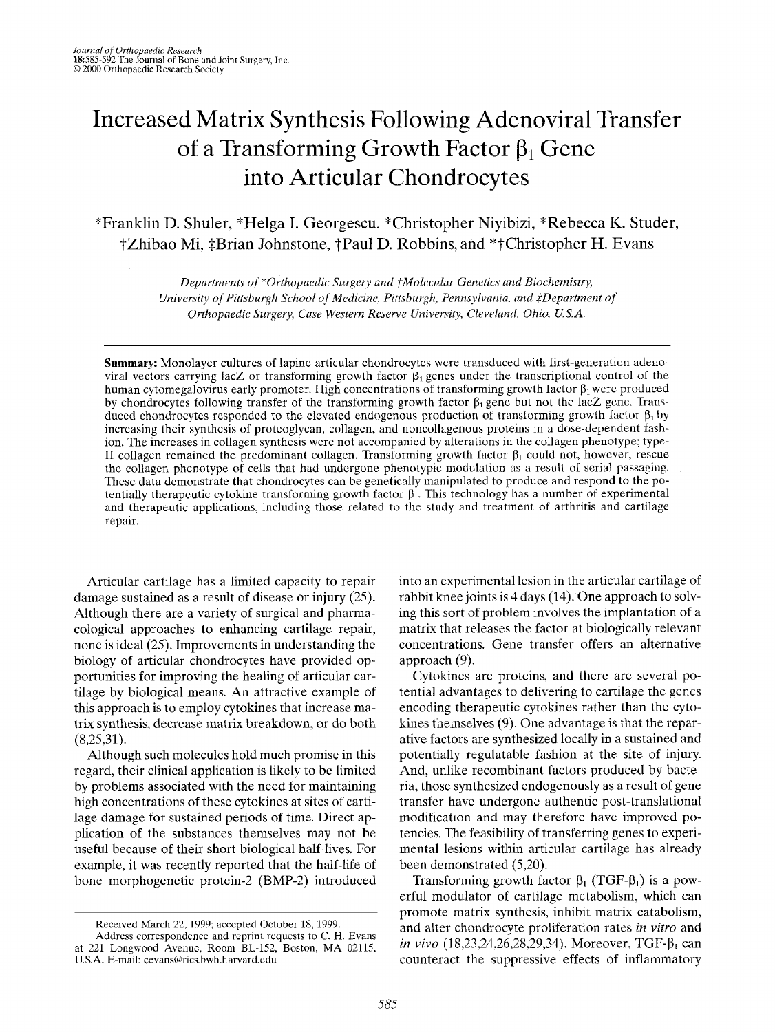# Increased Matrix Synthesis Following Adenoviral Transfer of a Transforming Growth Factor $\beta_1$ Gene into Articular Chondrocytes

*Franklin D. Shuler, *Helga I. Georgescu, *Christopher Niyibizi, *Rebecca K. Studer, †Zhibao Mi, ‡Brian Johnstone, †Paul D. Robbins, and *†Christopher H. Evans

*Departments of *Orthopaedic Surgery and †Molecular Genetics and Biochemistry, University of Pittsburgh School of Medicine, Pittsburgh, Pennsylvania, and ‡Department of Orthopaedic Surgery, Case Western Reserve University, Cleveland, Ohio, U.S.A.*

**Summary:** Monolayer cultures of lapine articular chondrocytes were transduced with first-generation adenoviral vectors carrying lacZ or transforming growth factor $\beta_1$ genes under the transcriptional control of the human cytomegalovirus early promoter. High concentrations of transforming growth factor $\beta_1$ were produced by chondrocytes following transfer of the transforming growth factor $\beta_1$ gene but not the lacZ gene. Transduced chondrocytes responded to the elevated endogenous production of transforming growth factor $\beta_1$ by increasing their synthesis of proteoglycan, collagen, and noncollagenous proteins in a dose-dependent fashion. The increases in collagen synthesis were not accompanied by alterations in the collagen phenotype; type-II collagen remained the predominant collagen. Transforming growth factor $\beta_1$ could not, however, rescue the collagen phenotype of cells that had undergone phenotypic modulation as a result of serial passaging. These data demonstrate that chondrocytes can be genetically manipulated to produce and respond to the potentially therapeutic cytokine transforming growth factor $\beta_1$. This technology has a number of experimental and therapeutic applications, including those related to the study and treatment of arthritis and cartilage repair.

Articular cartilage has a limited capacity to repair damage sustained as a result of disease or injury (25). Although there are a variety of surgical and pharmacological approaches to enhancing cartilage repair, none is ideal (25). Improvements in understanding the biology of articular chondrocytes have provided opportunities for improving the healing of articular cartilage by biological means. An attractive example of this approach is to employ cytokines that increase matrix synthesis, decrease matrix breakdown, or do both (8,25,31).

Although such molecules hold much promise in this regard, their clinical application is likely to be limited by problems associated with the need for maintaining high concentrations of these cytokines at sites of cartilage damage for sustained periods of time. Direct application of the substances themselves may not be useful because of their short biological half-lives. For example, it was recently reported that the half-life of bone morphogenetic protein-2 (BMP-2) introduced into an experimental lesion in the articular cartilage of rabbit knee joints is 4 days (14). One approach to solving this sort of problem involves the implantation of a matrix that releases the factor at biologically relevant concentrations. Gene transfer offers an alternative approach (9).

Cytokines are proteins, and there are several potential advantages to delivering to cartilage the genes encoding therapeutic cytokines rather than the cytokines themselves (9). One advantage is that the reparative factors are synthesized locally in a sustained and potentially regulatable fashion at the site of injury. And, unlike recombinant factors produced by bacteria, those synthesized endogenously as a result of gene transfer have undergone authentic post-translational modification and may therefore have improved potencies. The feasibility of transferring genes to experimental lesions within articular cartilage has already been demonstrated (5,20).

Transforming growth factor $\beta_1$ (TGF-$\beta_1$) is a powerful modulator of cartilage metabolism, which can promote matrix synthesis, inhibit matrix catabolism, and alter chondrocyte proliferation rates *in vitro* and *in vivo* (18,23,24,26,28,29,34). Moreover, TGF-$\beta_1$ can counteract the suppressive effects of inflammatory

Received March 22, 1999; accepted October 18, 1999.

Address correspondence and reprint requests to C. H. Evans at 221 Longwood Avenue, Room BL-152, Boston, MA 02115, U.S.A. E-mail: cevans@rics.bwh.harvard.edu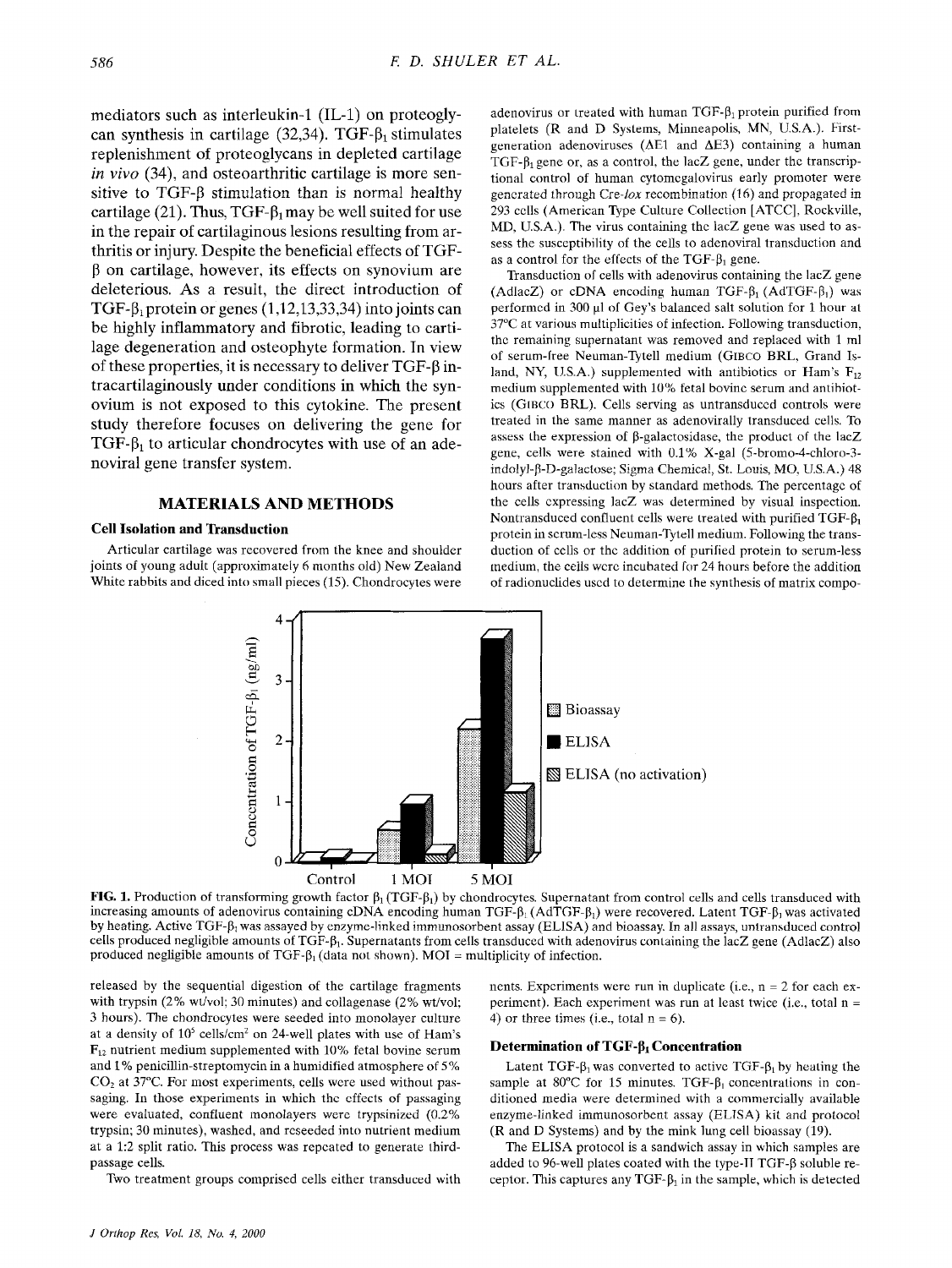mediators such as interleukin-1 (IL-1) on proteoglycan synthesis in cartilage (32,34). TGF-$\beta_1$ stimulates replenishment of proteoglycans in depleted cartilage *in vivo* (34), and osteoarthritic cartilage is more sensitive to TGF-β stimulation than is normal healthy cartilage (21). Thus, TGF-$\beta_1$ may be well suited for use in the repair of cartilaginous lesions resulting from arthritis or injury. Despite the beneficial effects of TGF-β on cartilage, however, its effects on synovium are deleterious. As a result, the direct introduction of TGF-$\beta_1$ protein or genes (1,12,13,33,34) into joints can be highly inflammatory and fibrotic, leading to cartilage degeneration and osteophyte formation. In view of these properties, it is necessary to deliver TGF-β intracartilaginously under conditions in which the synovium is not exposed to this cytokine. The present study therefore focuses on delivering the gene for TGF-$\beta_1$ to articular chondrocytes with use of an adenoviral gene transfer system.

## MATERIALS AND METHODS

### Cell Isolation and Transduction

Articular cartilage was recovered from the knee and shoulder joints of young adult (approximately 6 months old) New Zealand White rabbits and diced into small pieces (15). Chondrocytes were released by the sequential digestion of the cartilage fragments with trypsin (2% wt/vol; 30 minutes) and collagenase (2% wt/vol; 3 hours). The chondrocytes were seeded into monolayer culture at a density of $10^5$ cells/cm$^2$ on 24-well plates with use of Ham's $F_{12}$ nutrient medium supplemented with 10% fetal bovine serum and 1% penicillin-streptomycin in a humidified atmosphere of 5% $CO_2$ at 37°C. For most experiments, cells were used without passaging. In those experiments in which the effects of passaging were evaluated, confluent monolayers were trypsinized (0.2% trypsin; 30 minutes), washed, and reseeded into nutrient medium at a 1:2 split ratio. This process was repeated to generate third-passage cells.

Two treatment groups comprised cells either transduced with adenovirus or treated with human TGF-$\beta_1$ protein purified from platelets (R and D Systems, Minneapolis, MN, U.S.A.). First-generation adenoviruses (ΔE1 and ΔE3) containing a human TGF-$\beta_1$ gene or, as a control, the lacZ gene, under the transcriptional control of human cytomegalovirus early promoter were generated through Cre-*lox* recombination (16) and propagated in 293 cells (American Type Culture Collection [ATCC], Rockville, MD, U.S.A.). The virus containing the lacZ gene was used to assess the susceptibility of the cells to adenoviral transduction and as a control for the effects of the TGF-$\beta_1$ gene.

Transduction of cells with adenovirus containing the lacZ gene (AdlacZ) or cDNA encoding human TGF-$\beta_1$ (AdTGF-$\beta_1$) was performed in 300 μl of Gey's balanced salt solution for 1 hour at 37°C at various multiplicities of infection. Following transduction, the remaining supernatant was removed and replaced with 1 ml of serum-free Neuman-Tytell medium (GIBCO BRL, Grand Island, NY, U.S.A.) supplemented with antibiotics or Ham's $F_{12}$ medium supplemented with 10% fetal bovine serum and antibiotics (GIBCO BRL). Cells serving as untransduced controls were treated in the same manner as adenovirally transduced cells. To assess the expression of β-galactosidase, the product of the lacZ gene, cells were stained with 0.1% X-gal (5-bromo-4-chloro-3-indolyl-β-D-galactose; Sigma Chemical, St. Louis, MO, U.S.A.) 48 hours after transduction by standard methods. The percentage of the cells expressing lacZ was determined by visual inspection. Nontransduced confluent cells were treated with purified TGF-$\beta_1$ protein in serum-less Neuman-Tytell medium. Following the transduction of cells or the addition of purified protein to serum-less medium, the cells were incubated for 24 hours before the addition of radionuclides used to determine the synthesis of matrix components. Experiments were run in duplicate (i.e., n = 2 for each experiment). Each experiment was run at least twice (i.e., total n = 4) or three times (i.e., total n = 6).

**FIG. 1.** Production of transforming growth factor $\beta_1$ (TGF-$\beta_1$) by chondrocytes. Supernatant from control cells and cells transduced with increasing amounts of adenovirus containing cDNA encoding human TGF-$\beta_1$ (AdTGF-$\beta_1$) were recovered. Latent TGF-$\beta_1$ was activated by heating. Active TGF-$\beta_1$ was assayed by enzyme-linked immunosorbent assay (ELISA) and bioassay. In all assays, untransduced control cells produced negligible amounts of TGF-$\beta_1$. Supernatants from cells transduced with adenovirus containing the lacZ gene (AdlacZ) also produced negligible amounts of TGF-$\beta_1$ (data not shown). MOI = multiplicity of infection.

### Determination of TGF-$\beta_1$ Concentration

Latent TGF-$\beta_1$ was converted to active TGF-$\beta_1$ by heating the sample at 80°C for 15 minutes. TGF-$\beta_1$ concentrations in conditioned media were determined with a commercially available enzyme-linked immunosorbent assay (ELISA) kit and protocol (R and D Systems) and by the mink lung cell bioassay (19).

The ELISA protocol is a sandwich assay in which samples are added to 96-well plates coated with the type-II TGF-β soluble receptor. This captures any TGF-$\beta_1$ in the sample, which is detected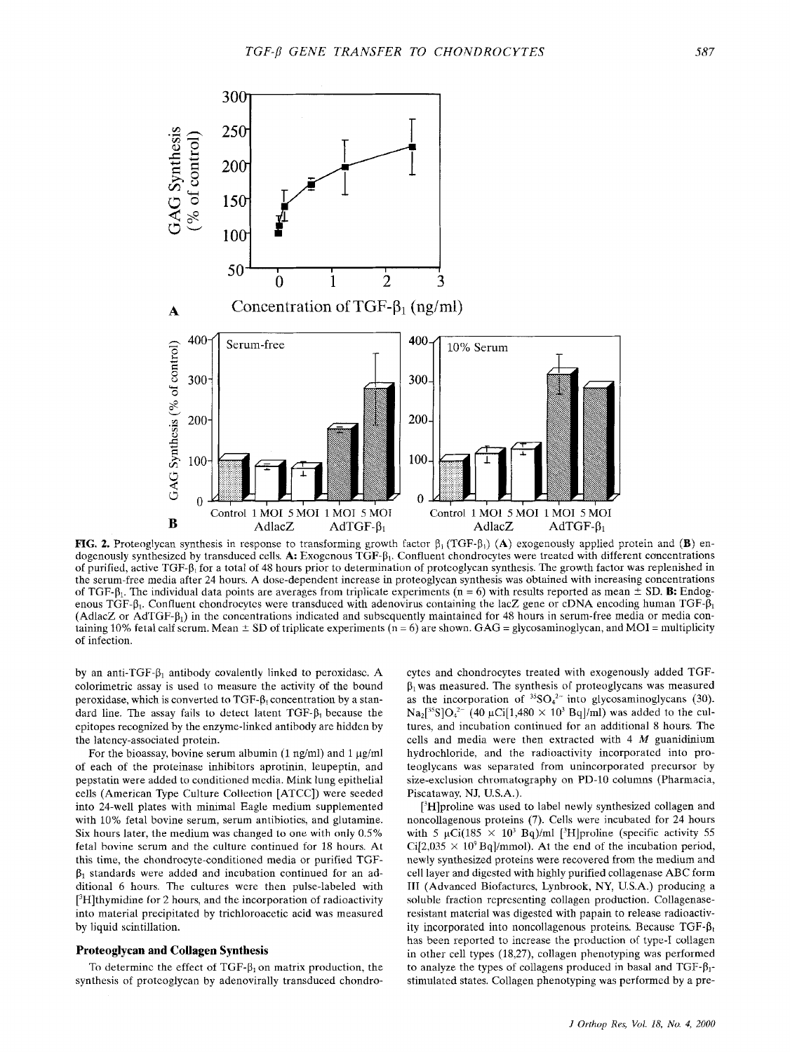**FIG. 2.** Proteoglycan synthesis in response to transforming growth factor $\beta_1$ (TGF-$\beta_1$) (**A**) exogenously applied protein and (**B**) endogenously synthesized by transduced cells. **A:** Exogenous TGF-$\beta_1$. Confluent chondrocytes were treated with different concentrations of purified, active TGF-$\beta_1$ for a total of 48 hours prior to determination of proteoglycan synthesis. The growth factor was replenished in the serum-free media after 24 hours. A dose-dependent increase in proteoglycan synthesis was obtained with increasing concentrations of TGF-$\beta_1$. The individual data points are averages from triplicate experiments (n = 6) with results reported as mean ± SD. **B:** Endogenous TGF-$\beta_1$. Confluent chondrocytes were transduced with adenovirus containing the lacZ gene or cDNA encoding human TGF-$\beta_1$ (AdlacZ or AdTGF-$\beta_1$) in the concentrations indicated and subsequently maintained for 48 hours in serum-free media or media containing 10% fetal calf serum. Mean ± SD of triplicate experiments (n = 6) are shown. GAG = glycosaminoglycan, and MOI = multiplicity of infection.

by an anti-TGF-$\beta_1$ antibody covalently linked to peroxidase. A colorimetric assay is used to measure the activity of the bound peroxidase, which is converted to TGF-$\beta_1$ concentration by a standard line. The assay fails to detect latent TGF-$\beta_1$ because the epitopes recognized by the enzyme-linked antibody are hidden by the latency-associated protein.

For the bioassay, bovine serum albumin (1 ng/ml) and 1 μg/ml of each of the proteinase inhibitors aprotinin, leupeptin, and pepstatin were added to conditioned media. Mink lung epithelial cells (American Type Culture Collection [ATCC]) were seeded into 24-well plates with minimal Eagle medium supplemented with 10% fetal bovine serum, serum antibiotics, and glutamine. Six hours later, the medium was changed to one with only 0.5% fetal bovine serum and the culture continued for 18 hours. At this time, the chondrocyte-conditioned media or purified TGF-$\beta_1$ standards were added and incubation continued for an additional 6 hours. The cultures were then pulse-labeled with [$^3$H]thymidine for 2 hours, and the incorporation of radioactivity into material precipitated by trichloroacetic acid was measured by liquid scintillation.

### Proteoglycan and Collagen Synthesis

To determine the effect of TGF-$\beta_1$ on matrix production, the synthesis of proteoglycan by adenovirally transduced chondrocytes and chondrocytes treated with exogenously added TGF-$\beta_1$ was measured. The synthesis of proteoglycans was measured as the incorporation of $^{35}SO_4^{2-}$ into glycosaminoglycans (30). $Na_2[^{35}S]O_4^{2-}$ (40 μCi[1,480 × 10$^3$ Bq]/ml) was added to the cultures, and incubation continued for an additional 8 hours. The cells and media were then extracted with 4 *M* guanidinium hydrochloride, and the radioactivity incorporated into proteoglycans was separated from unincorporated precursor by size-exclusion chromatography on PD-10 columns (Pharmacia, Piscataway, NJ, U.S.A.).

[$^3$H]proline was used to label newly synthesized collagen and noncollagenous proteins (7). Cells were incubated for 24 hours with 5 μCi(185 × 10$^3$ Bq)/ml [$^3$H]proline (specific activity 55 Ci[2,035 × 10$^9$ Bq]/mmol). At the end of the incubation period, newly synthesized proteins were recovered from the medium and cell layer and digested with highly purified collagenase ABC form III (Advanced Biofactures, Lynbrook, NY, U.S.A.) producing a soluble fraction representing collagen production. Collagenase-resistant material was digested with papain to release radioactivity incorporated into noncollagenous proteins. Because TGF-$\beta_1$ has been reported to increase the production of type-I collagen in other cell types (18,27), collagen phenotyping was performed to analyze the types of collagens produced in basal and TGF-$\beta_1$-stimulated states. Collagen phenotyping was performed by a pre-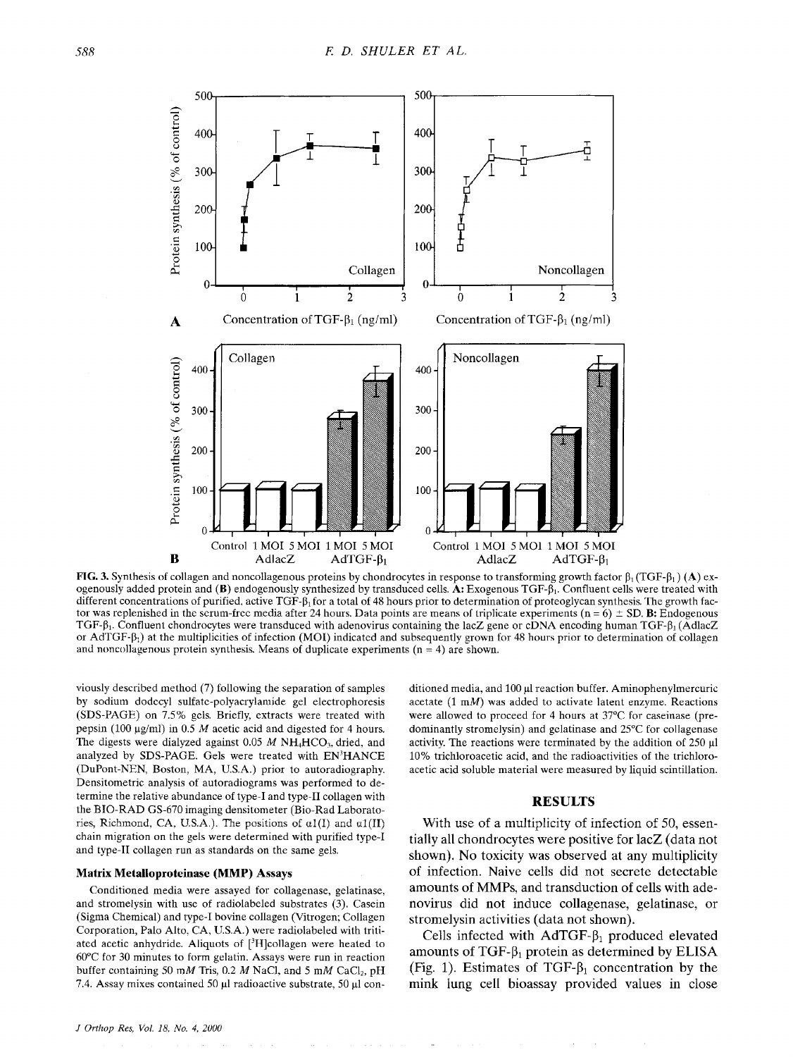FIG. 3. Synthesis of collagen and noncollagenous proteins by chondrocytes in response to transforming growth factor $\beta_1$ (TGF-$\beta_1$) (**A**) exogenously added protein and (**B**) endogenously synthesized by transduced cells. **A:** Exogenous TGF-$\beta_1$. Confluent cells were treated with different concentrations of purified, active TGF-$\beta_1$ for a total of 48 hours prior to determination of proteoglycan synthesis. The growth factor was replenished in the serum-free media after 24 hours. Data points are means of triplicate experiments (n = 6) ± SD. **B:** Endogenous TGF-$\beta_1$. Confluent chondrocytes were transduced with adenovirus containing the lacZ gene or cDNA encoding human TGF-$\beta_1$ (AdlacZ or AdTGF-$\beta_1$) at the multiplicities of infection (MOI) indicated and subsequently grown for 48 hours prior to determination of collagen and noncollagenous protein synthesis. Means of duplicate experiments (n = 4) are shown.

viously described method (7) following the separation of samples by sodium dodecyl sulfate-polyacrylamide gel electrophoresis (SDS-PAGE) on 7.5% gels. Briefly, extracts were treated with pepsin (100 μg/ml) in 0.5 *M* acetic acid and digested for 4 hours. The digests were dialyzed against 0.05 *M* $NH_4HCO_3$, dried, and analyzed by SDS-PAGE. Gels were treated with EN$^3$HANCE (DuPont-NEN, Boston, MA, U.S.A.) prior to autoradiography. Densitometric analysis of autoradiograms was performed to determine the relative abundance of type-I and type-II collagen with the BIO-RAD GS-670 imaging densitometer (Bio-Rad Laboratories, Richmond, CA, U.S.A.). The positions of α1(I) and α1(II) chain migration on the gels were determined with purified type-I and type-II collagen run as standards on the same gels.

### Matrix Metalloproteinase (MMP) Assays

Conditioned media were assayed for collagenase, gelatinase, and stromelysin with use of radiolabeled substrates (3). Casein (Sigma Chemical) and type-I bovine collagen (Vitrogen; Collagen Corporation, Palo Alto, CA, U.S.A.) were radiolabeled with tritiated acetic anhydride. Aliquots of [$^3$H]collagen were heated to 60°C for 30 minutes to form gelatin. Assays were run in reaction buffer containing 50 m*M* Tris, 0.2 *M* NaCl, and 5 m*M* $CaCl_2$, pH 7.4. Assay mixes contained 50 μl radioactive substrate, 50 μl conditioned media, and 100 μl reaction buffer. Aminophenylmercuric acetate (1 m*M*) was added to activate latent enzyme. Reactions were allowed to proceed for 4 hours at 37°C for caseinase (predominantly stromelysin) and gelatinase and 25°C for collagenase activity. The reactions were terminated by the addition of 250 μl 10% trichloroacetic acid, and the radioactivities of the trichloroacetic acid soluble material were measured by liquid scintillation.

## RESULTS

With use of a multiplicity of infection of 50, essentially all chondrocytes were positive for lacZ (data not shown). No toxicity was observed at any multiplicity of infection. Naive cells did not secrete detectable amounts of MMPs, and transduction of cells with adenovirus did not induce collagenase, gelatinase, or stromelysin activities (data not shown).

Cells infected with AdTGF-$\beta_1$ produced elevated amounts of TGF-$\beta_1$ protein as determined by ELISA (Fig. 1). Estimates of TGF-$\beta_1$ concentration by the mink lung cell bioassay provided values in close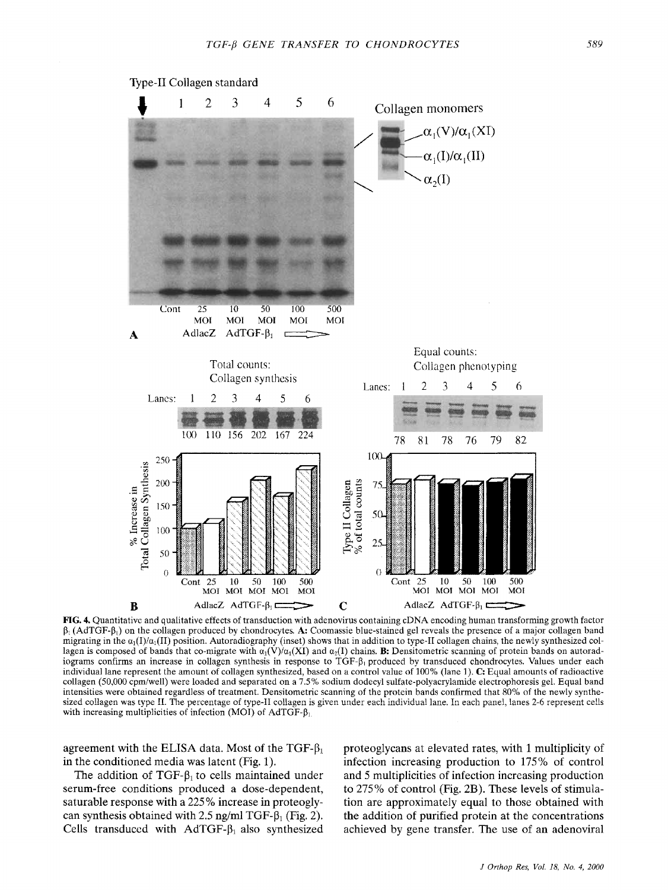**FIG. 4.** Quantitative and qualitative effects of transduction with adenovirus containing cDNA encoding human transforming growth factor $\beta_1$ (AdTGF-$\beta_1$) on the collagen produced by chondrocytes. **A:** Coomassie blue-stained gel reveals the presence of a major collagen band migrating in the $\alpha_1$(I)/$\alpha_1$(II) position. Autoradiography (inset) shows that in addition to type-II collagen chains, the newly synthesized collagen is composed of bands that co-migrate with $\alpha_1$(V)/$\alpha_1$(XI) and $\alpha_2$(I) chains. **B:** Densitometric scanning of protein bands on autoradiograms confirms an increase in collagen synthesis in response to TGF-$\beta_1$ produced by transduced chondrocytes. Values under each individual lane represent the amount of collagen synthesized, based on a control value of 100% (lane 1). **C:** Equal amounts of radioactive collagen (50,000 cpm/well) were loaded and separated on a 7.5% sodium dodecyl sulfate-polyacrylamide electrophoresis gel. Equal band intensities were obtained regardless of treatment. Densitometric scanning of the protein bands confirmed that 80% of the newly synthesized collagen was type II. The percentage of type-II collagen is given under each individual lane. In each panel, lanes 2-6 represent cells with increasing multiplicities of infection (MOI) of AdTGF-$\beta_1$.

agreement with the ELISA data. Most of the TGF-$\beta_1$ in the conditioned media was latent (Fig. 1).

The addition of TGF-$\beta_1$ to cells maintained under serum-free conditions produced a dose-dependent, saturable response with a 225% increase in proteoglycan synthesis obtained with 2.5 ng/ml TGF-$\beta_1$ (Fig. 2). Cells transduced with AdTGF-$\beta_1$ also synthesized proteoglycans at elevated rates, with 1 multiplicity of infection increasing production to 175% of control and 5 multiplicities of infection increasing production to 275% of control (Fig. 2B). These levels of stimulation are approximately equal to those obtained with the addition of purified protein at the concentrations achieved by gene transfer. The use of an adenoviral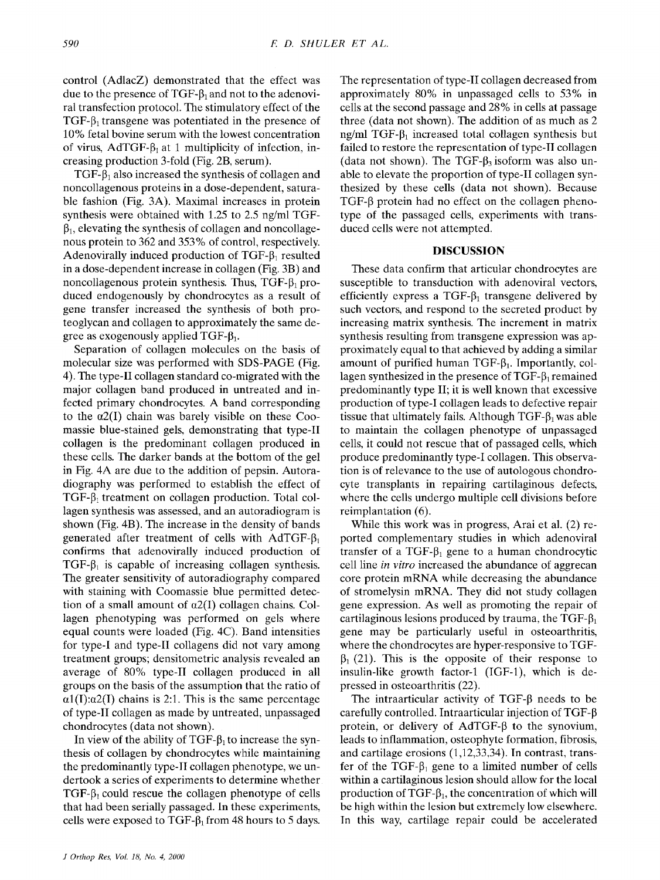control (AdlacZ) demonstrated that the effect was due to the presence of TGF-$\beta_1$ and not to the adenoviral transfection protocol. The stimulatory effect of the TGF-$\beta_1$ transgene was potentiated in the presence of 10% fetal bovine serum with the lowest concentration of virus, AdTGF-$\beta_1$ at 1 multiplicity of infection, increasing production 3-fold (Fig. 2B, serum).

TGF-$\beta_1$ also increased the synthesis of collagen and noncollagenous proteins in a dose-dependent, saturable fashion (Fig. 3A). Maximal increases in protein synthesis were obtained with 1.25 to 2.5 ng/ml TGF-$\beta_1$, elevating the synthesis of collagen and noncollagenous protein to 362 and 353% of control, respectively. Adenovirally induced production of TGF-$\beta_1$ resulted in a dose-dependent increase in collagen (Fig. 3B) and noncollagenous protein synthesis. Thus, TGF-$\beta_1$ produced endogenously by chondrocytes as a result of gene transfer increased the synthesis of both proteoglycan and collagen to approximately the same degree as exogenously applied TGF-$\beta_1$.

Separation of collagen molecules on the basis of molecular size was performed with SDS-PAGE (Fig. 4). The type-II collagen standard co-migrated with the major collagen band produced in untreated and infected primary chondrocytes. A band corresponding to the $\alpha 2(I)$ chain was barely visible on these Coomassie blue-stained gels, demonstrating that type-II collagen is the predominant collagen produced in these cells. The darker bands at the bottom of the gel in Fig. 4A are due to the addition of pepsin. Autoradiography was performed to establish the effect of TGF-$\beta_1$ treatment on collagen production. Total collagen synthesis was assessed, and an autoradiogram is shown (Fig. 4B). The increase in the density of bands generated after treatment of cells with AdTGF-$\beta_1$ confirms that adenovirally induced production of TGF-$\beta_1$ is capable of increasing collagen synthesis. The greater sensitivity of autoradiography compared with staining with Coomassie blue permitted detection of a small amount of $\alpha 2(I)$ collagen chains. Collagen phenotyping was performed on gels where equal counts were loaded (Fig. 4C). Band intensities for type-I and type-II collagens did not vary among treatment groups; densitometric analysis revealed an average of 80% type-II collagen produced in all groups on the basis of the assumption that the ratio of $\alpha 1(I){:}\alpha 2(I)$ chains is 2:1. This is the same percentage of type-II collagen as made by untreated, unpassaged chondrocytes (data not shown).

In view of the ability of TGF-$\beta_1$ to increase the synthesis of collagen by chondrocytes while maintaining the predominantly type-II collagen phenotype, we undertook a series of experiments to determine whether TGF-$\beta_1$ could rescue the collagen phenotype of cells that had been serially passaged. In these experiments, cells were exposed to TGF-$\beta_1$ from 48 hours to 5 days. The representation of type-II collagen decreased from approximately 80% in unpassaged cells to 53% in cells at the second passage and 28% in cells at passage three (data not shown). The addition of as much as 2 ng/ml TGF-$\beta_1$ increased total collagen synthesis but failed to restore the representation of type-II collagen (data not shown). The TGF-$\beta_3$ isoform was also unable to elevate the proportion of type-II collagen synthesized by these cells (data not shown). Because TGF-$\beta$ protein had no effect on the collagen phenotype of the passaged cells, experiments with transduced cells were not attempted.

## DISCUSSION

These data confirm that articular chondrocytes are susceptible to transduction with adenoviral vectors, efficiently express a TGF-$\beta_1$ transgene delivered by such vectors, and respond to the secreted product by increasing matrix synthesis. The increment in matrix synthesis resulting from transgene expression was approximately equal to that achieved by adding a similar amount of purified human TGF-$\beta_1$. Importantly, collagen synthesized in the presence of TGF-$\beta_1$ remained predominantly type II; it is well known that excessive production of type-I collagen leads to defective repair tissue that ultimately fails. Although TGF-$\beta_1$ was able to maintain the collagen phenotype of unpassaged cells, it could not rescue that of passaged cells, which produce predominantly type-I collagen. This observation is of relevance to the use of autologous chondrocyte transplants in repairing cartilaginous defects, where the cells undergo multiple cell divisions before reimplantation (6).

While this work was in progress, Arai et al. (2) reported complementary studies in which adenoviral transfer of a TGF-$\beta_1$ gene to a human chondrocytic cell line *in vitro* increased the abundance of aggrecan core protein mRNA while decreasing the abundance of stromelysin mRNA. They did not study collagen gene expression. As well as promoting the repair of cartilaginous lesions produced by trauma, the TGF-$\beta_1$ gene may be particularly useful in osteoarthritis, where the chondrocytes are hyper-responsive to TGF-$\beta_1$ (21). This is the opposite of their response to insulin-like growth factor-1 (IGF-1), which is depressed in osteoarthritis (22).

The intraarticular activity of TGF-$\beta$ needs to be carefully controlled. Intraarticular injection of TGF-$\beta$ protein, or delivery of AdTGF-$\beta$ to the synovium, leads to inflammation, osteophyte formation, fibrosis, and cartilage erosions (1,12,33,34). In contrast, transfer of the TGF-$\beta_1$ gene to a limited number of cells within a cartilaginous lesion should allow for the local production of TGF-$\beta_1$, the concentration of which will be high within the lesion but extremely low elsewhere. In this way, cartilage repair could be accelerated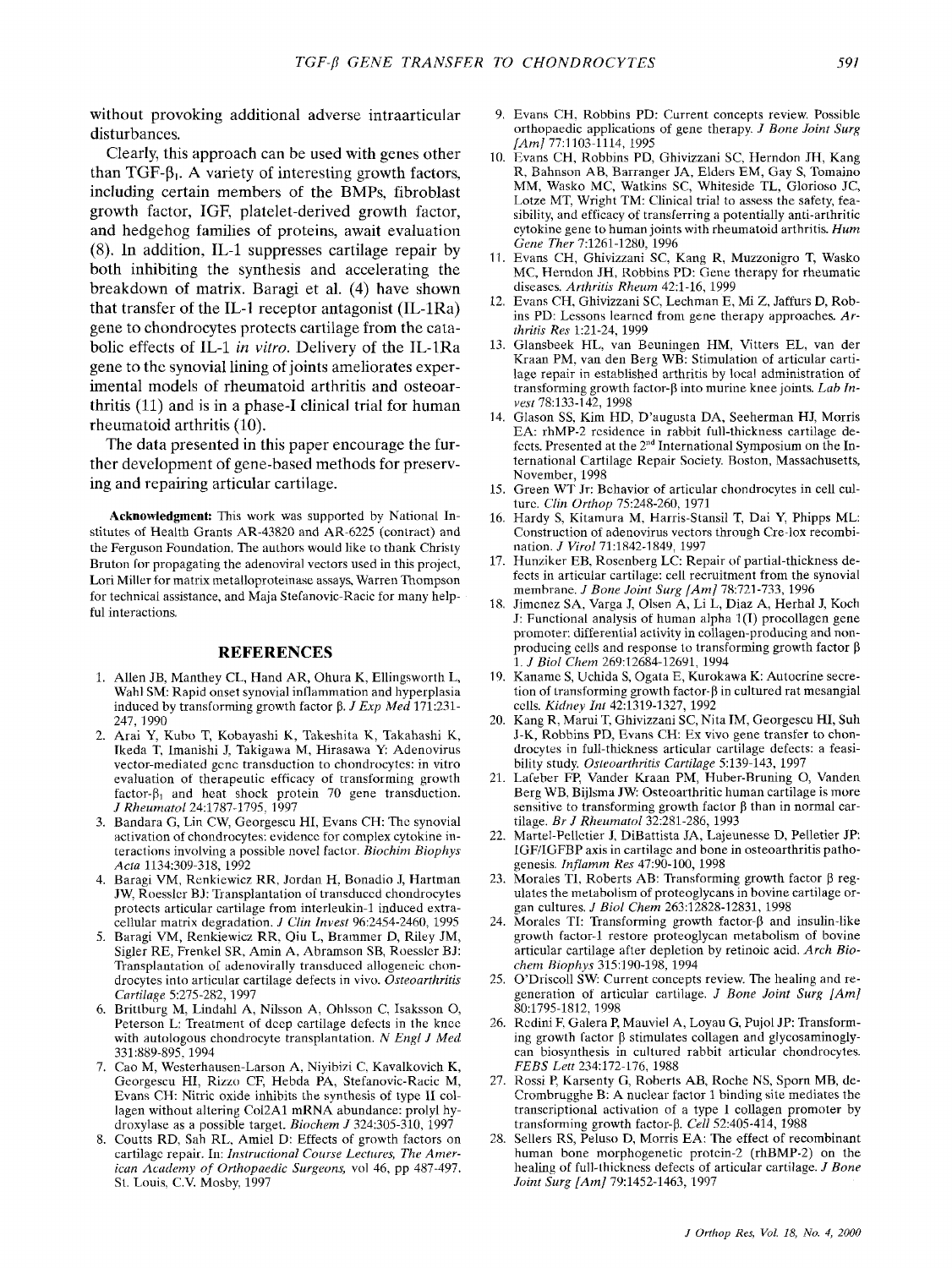without provoking additional adverse intraarticular disturbances.

Clearly, this approach can be used with genes other than TGF-$\beta_1$. A variety of interesting growth factors, including certain members of the BMPs, fibroblast growth factor, IGF, platelet-derived growth factor, and hedgehog families of proteins, await evaluation (8). In addition, IL-1 suppresses cartilage repair by both inhibiting the synthesis and accelerating the breakdown of matrix. Baragi et al. (4) have shown that transfer of the IL-1 receptor antagonist (IL-1Ra) gene to chondrocytes protects cartilage from the catabolic effects of IL-1 *in vitro*. Delivery of the IL-1Ra gene to the synovial lining of joints ameliorates experimental models of rheumatoid arthritis and osteoarthritis (11) and is in a phase-I clinical trial for human rheumatoid arthritis (10).

The data presented in this paper encourage the further development of gene-based methods for preserving and repairing articular cartilage.

**Acknowledgment:** This work was supported by National Institutes of Health Grants AR-43820 and AR-6225 (contract) and the Ferguson Foundation. The authors would like to thank Christy Bruton for propagating the adenoviral vectors used in this project, Lori Miller for matrix metalloproteinase assays, Warren Thompson for technical assistance, and Maja Stefanovic-Racic for many helpful interactions.

## REFERENCES

1. Allen JB, Manthey CL, Hand AR, Ohura K, Ellingsworth L, Wahl SM: Rapid onset synovial inflammation and hyperplasia induced by transforming growth factor β. *J Exp Med* 171:231-247, 1990
2. Arai Y, Kubo T, Kobayashi K, Takeshita K, Takahashi K, Ikeda T, Imanishi J, Takigawa M, Hirasawa Y: Adenovirus vector-mediated gene transduction to chondrocytes: in vitro evaluation of therapeutic efficacy of transforming growth factor-$\beta_1$ and heat shock protein 70 gene transduction. *J Rheumatol* 24:1787-1795, 1997
3. Bandara G, Lin CW, Georgescu HI, Evans CH: The synovial activation of chondrocytes: evidence for complex cytokine interactions involving a possible novel factor. *Biochim Biophys Acta* 1134:309-318, 1992
4. Baragi VM, Renkiewicz RR, Jordan H, Bonadio J, Hartman JW, Roessler BJ: Transplantation of transduced chondrocytes protects articular cartilage from interleukin-1 induced extracellular matrix degradation. *J Clin Invest* 96:2454-2460, 1995
5. Baragi VM, Renkiewicz RR, Qiu L, Brammer D, Riley JM, Sigler RE, Frenkel SR, Amin A, Abramson SB, Roessler BJ: Transplantation of adenovirally transduced allogeneic chondrocytes into articular cartilage defects in vivo. *Osteoarthritis Cartilage* 5:275-282, 1997
6. Brittburg M, Lindahl A, Nilsson A, Ohlsson C, Isaksson O, Peterson L: Treatment of deep cartilage defects in the knee with autologous chondrocyte transplantation. *N Engl J Med* 331:889-895, 1994
7. Cao M, Westerhausen-Larson A, Niyibizi C, Kavalkovich K, Georgescu HI, Rizzo CF, Hebda PA, Stefanovic-Racic M, Evans CH: Nitric oxide inhibits the synthesis of type II collagen without altering Col2A1 mRNA abundance: prolyl hydroxylase as a possible target. *Biochem J* 324:305-310, 1997
8. Coutts RD, Sah RL, Amiel D: Effects of growth factors on cartilage repair. In: *Instructional Course Lectures, The American Academy of Orthopaedic Surgeons*, vol 46, pp 487-497. St. Louis, C.V. Mosby, 1997
9. Evans CH, Robbins PD: Current concepts review. Possible orthopaedic applications of gene therapy. *J Bone Joint Surg [Am]* 77:1103-1114, 1995
10. Evans CH, Robbins PD, Ghivizzani SC, Herndon JH, Kang R, Bahnson AB, Barranger JA, Elders EM, Gay S, Tomaino MM, Wasko MC, Watkins SC, Whiteside TL, Glorioso JC, Lotze MT, Wright TM: Clinical trial to assess the safety, feasibility, and efficacy of transferring a potentially anti-arthritic cytokine gene to human joints with rheumatoid arthritis. *Hum Gene Ther* 7:1261-1280, 1996
11. Evans CH, Ghivizzani SC, Kang R, Muzzonigro T, Wasko MC, Herndon JH, Robbins PD: Gene therapy for rheumatic diseases. *Arthritis Rheum* 42:1-16, 1999
12. Evans CH, Ghivizzani SC, Lechman E, Mi Z, Jaffurs D, Robbins PD: Lessons learned from gene therapy approaches. *Arthritis Res* 1:21-24, 1999
13. Glansbeek HL, van Beuningen HM, Vitters EL, van der Kraan PM, van den Berg WB: Stimulation of articular cartilage repair in established arthritis by local administration of transforming growth factor-β into murine knee joints. *Lab Invest* 78:133-142, 1998
14. Glason SS, Kim HD, D'augusta DA, Seeherman HJ, Morris EA: rhMP-2 residence in rabbit full-thickness cartilage defects. Presented at the 2nd International Symposium on the International Cartilage Repair Society. Boston, Massachusetts, November, 1998
15. Green WT Jr: Behavior of articular chondrocytes in cell culture. *Clin Orthop* 75:248-260, 1971
16. Hardy S, Kitamura M, Harris-Stansil T, Dai Y, Phipps ML: Construction of adenovirus vectors through Cre-lox recombination. *J Virol* 71:1842-1849, 1997
17. Hunziker EB, Rosenberg LC: Repair of partial-thickness defects in articular cartilage: cell recruitment from the synovial membrane. *J Bone Joint Surg [Am]* 78:721-733, 1996
18. Jimenez SA, Varga J, Olsen A, Li L, Diaz A, Herhal J, Koch J: Functional analysis of human alpha 1(I) procollagen gene promoter: differential activity in collagen-producing and non-producing cells and response to transforming growth factor β 1. *J Biol Chem* 269:12684-12691, 1994
19. Kaname S, Uchida S, Ogata E, Kurokawa K: Autocrine secretion of transforming growth factor-β in cultured rat mesangial cells. *Kidney Int* 42:1319-1327, 1992
20. Kang R, Marui T, Ghivizzani SC, Nita IM, Georgescu HI, Suh J-K, Robbins PD, Evans CH: Ex vivo gene transfer to chondrocytes in full-thickness articular cartilage defects: a feasibility study. *Osteoarthritis Cartilage* 5:139-143, 1997
21. Lafeber FP, Vander Kraan PM, Huber-Bruning O, Vanden Berg WB, Bijlsma JW: Osteoarthritic human cartilage is more sensitive to transforming growth factor β than in normal cartilage. *Br J Rheumatol* 32:281-286, 1993
22. Martel-Pelletier J, DiBattista JA, Lajeunesse D, Pelletier JP: IGF/IGFBP axis in cartilage and bone in osteoarthritis pathogenesis. *Inflamm Res* 47:90-100, 1998
23. Morales TI, Roberts AB: Transforming growth factor β regulates the metabolism of proteoglycans in bovine cartilage organ cultures. *J Biol Chem* 263:12828-12831, 1998
24. Morales TI: Transforming growth factor-β and insulin-like growth factor-1 restore proteoglycan metabolism of bovine articular cartilage after depletion by retinoic acid. *Arch Biochem Biophys* 315:190-198, 1994
25. O'Driscoll SW: Current concepts review. The healing and regeneration of articular cartilage. *J Bone Joint Surg [Am]* 80:1795-1812, 1998
26. Redini F, Galera P, Mauviel A, Loyau G, Pujol JP: Transforming growth factor β stimulates collagen and glycosaminoglycan biosynthesis in cultured rabbit articular chondrocytes. *FEBS Lett* 234:172-176, 1988
27. Rossi P, Karsenty G, Roberts AB, Roche NS, Sporn MB, de-Crombrugghe B: A nuclear factor 1 binding site mediates the transcriptional activation of a type I collagen promoter by transforming growth factor-β. *Cell* 52:405-414, 1988
28. Sellers RS, Peluso D, Morris EA: The effect of recombinant human bone morphogenetic protein-2 (rhBMP-2) on the healing of full-thickness defects of articular cartilage. *J Bone Joint Surg [Am]* 79:1452-1463, 1997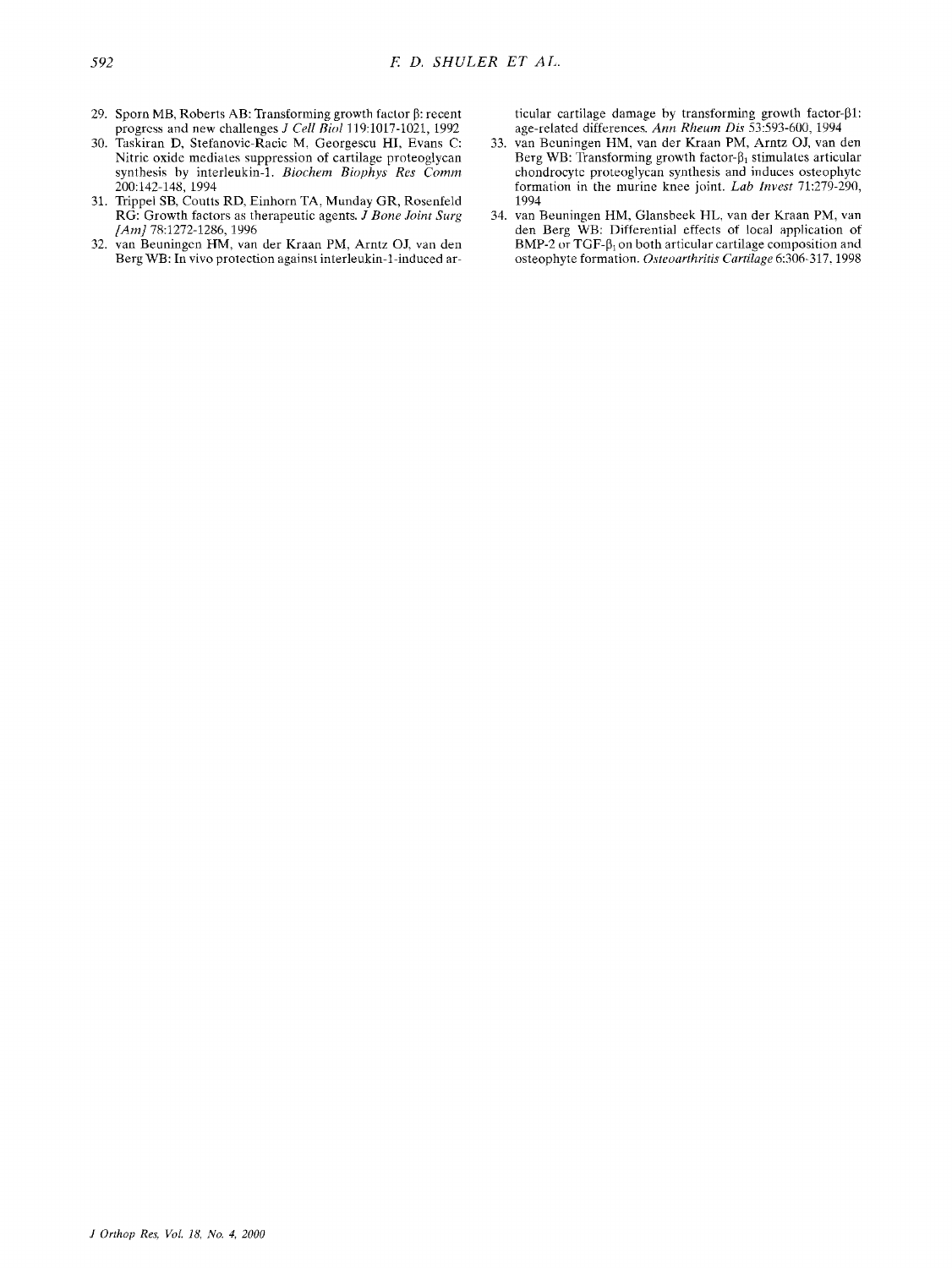29. Sporn MB, Roberts AB: Transforming growth factor β: recent progress and new challenges *J Cell Biol* 119:1017-1021, 1992
30. Taskiran D, Stefanovic-Racic M, Georgescu HI, Evans C: Nitric oxide mediates suppression of cartilage proteoglycan synthesis by interleukin-1. *Biochem Biophys Res Comm* 200:142-148, 1994
31. Trippel SB, Coutts RD, Einhorn TA, Munday GR, Rosenfeld RG: Growth factors as therapeutic agents. *J Bone Joint Surg [Am]* 78:1272-1286, 1996
32. van Beuningen HM, van der Kraan PM, Arntz OJ, van den Berg WB: In vivo protection against interleukin-1-induced articular cartilage damage by transforming growth factor-β1: age-related differences. *Ann Rheum Dis* 53:593-600, 1994
33. van Beuningen HM, van der Kraan PM, Arntz OJ, van den Berg WB: Transforming growth factor-$\beta_1$ stimulates articular chondrocyte proteoglycan synthesis and induces osteophyte formation in the murine knee joint. *Lab Invest* 71:279-290, 1994
34. van Beuningen HM, Glansbeek HL, van der Kraan PM, van den Berg WB: Differential effects of local application of BMP-2 or TGF-$\beta_1$ on both articular cartilage composition and osteophyte formation. *Osteoarthritis Cartilage* 6:306-317, 1998